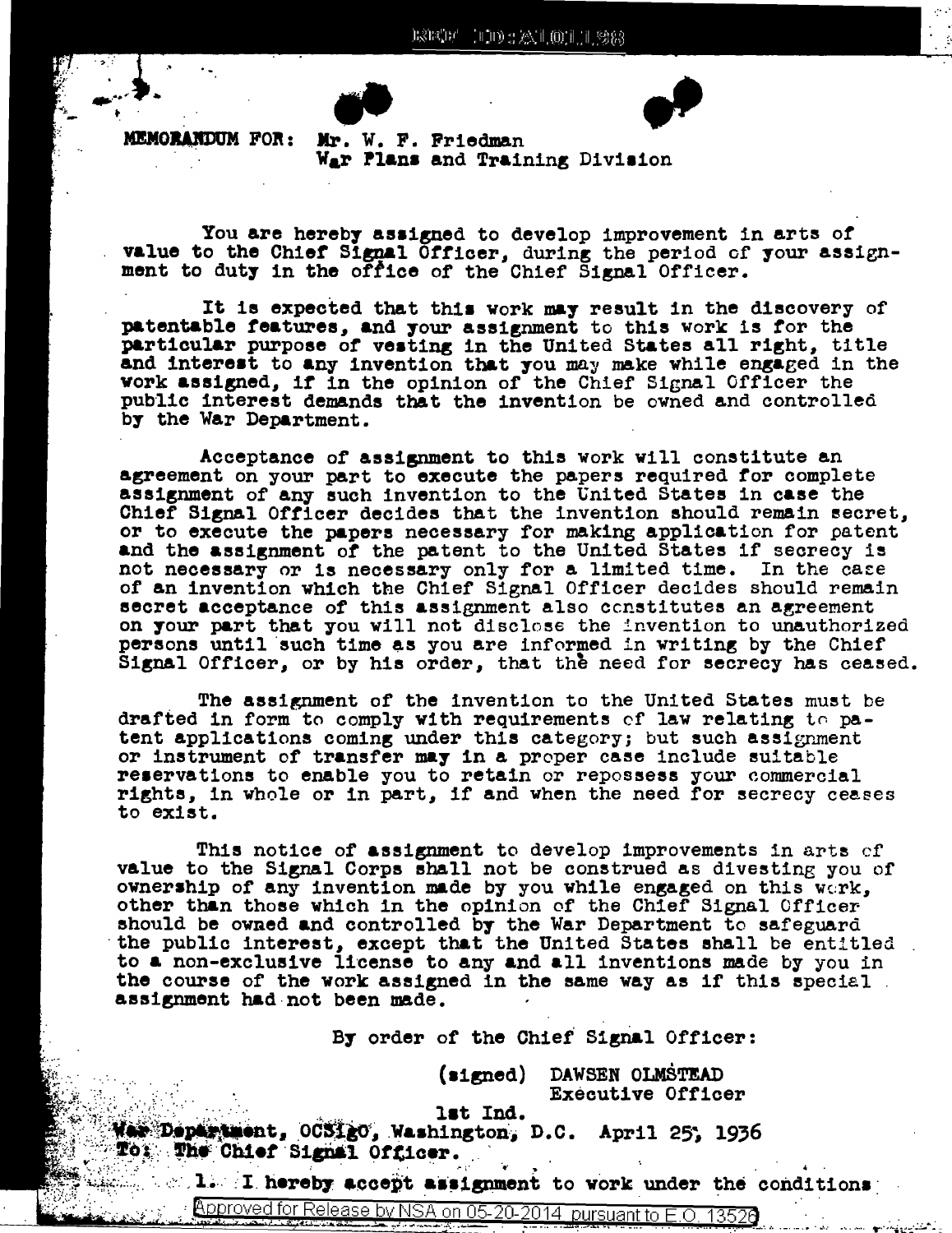MEMORANDUM FOR: Mr. W. F. Friedman
War Plans and Training Division

You are hereby assigned to develop improvement in arts of value to the Chief Signal Officer, during the period of your assignment to duty in the office of the Chief Signal Officer.

It is expected that this work may result in the discovery of patentable features, and your assignment to this work is for the particular purpose of vesting in the United States all right, title and interest to any invention that you may make while engaged in the work assigned, if in the opinion of the Chief Signal Officer the public interest demands that the invention be owned and controlled by the War Department.

Acceptance of assignment to this work will constitute an agreement on your part to execute the papers required for complete assignment of any such invention to the United States in case the Chief Signal Officer decides that the invention should remain secret, or to execute the papers necessary for making application for patent and the assignment of the patent to the United States if secrecy is not necessary or is necessary only for a limited time. In the case of an invention which the Chief Signal Officer decides should remain secret acceptance of this assignment also constitutes an agreement on your part that you will not disclose the invention to unauthorized persons until such time as you are informed in writing by the Chief Signal Officer, or by his order, that the need for secrecy has ceased.

The assignment of the invention to the United States must be drafted in form to comply with requirements of law relating to patent applications coming under this category; but such assignment or instrument of transfer may in a proper case include suitable reservations to enable you to retain or repossess your commercial rights, in whole or in part, if and when the need for secrecy ceases to exist.

This notice of assignment to develop improvements in arts of value to the Signal Corps shall not be construed as divesting you of ownership of any invention made by you while engaged on this work, other than those which in the opinion of the Chief Signal Officer should be owned and controlled by the War Department to safeguard the public interest, except that the United States shall be entitled to a non-exclusive license to any and all inventions made by you in the course of the work assigned in the same way as if this special assignment had not been made.

By order of the Chief Signal Officer:

(signed) DAWSEN OLMSTEAD
Executive Officer

1st Ind.

War Department, OCSigO, Washington, D.C. April 25, 1936
To: The Chief Signal Officer.

1. I hereby accept assignment to work under the conditions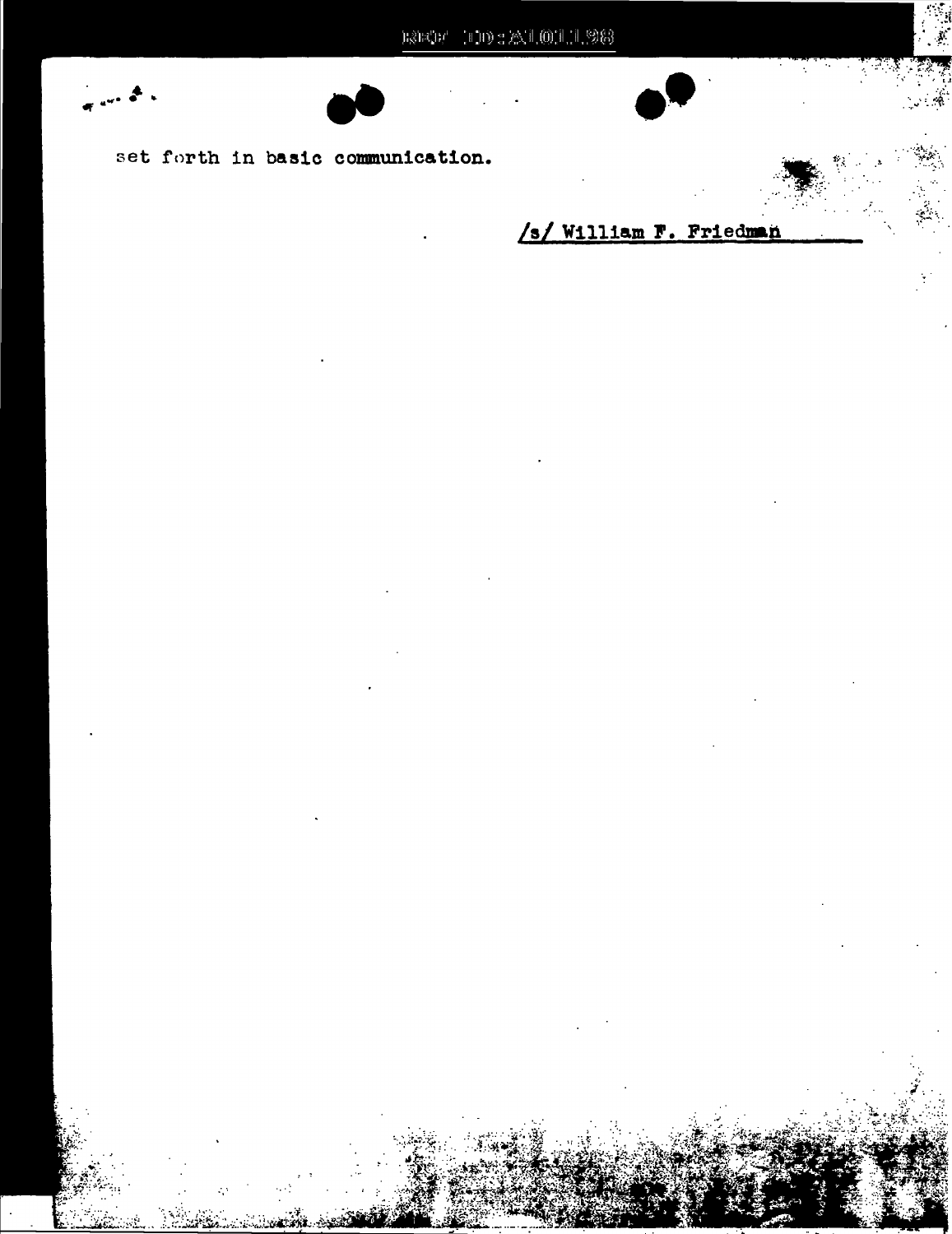set forth in basic communication.

/s/ William F. Friedman